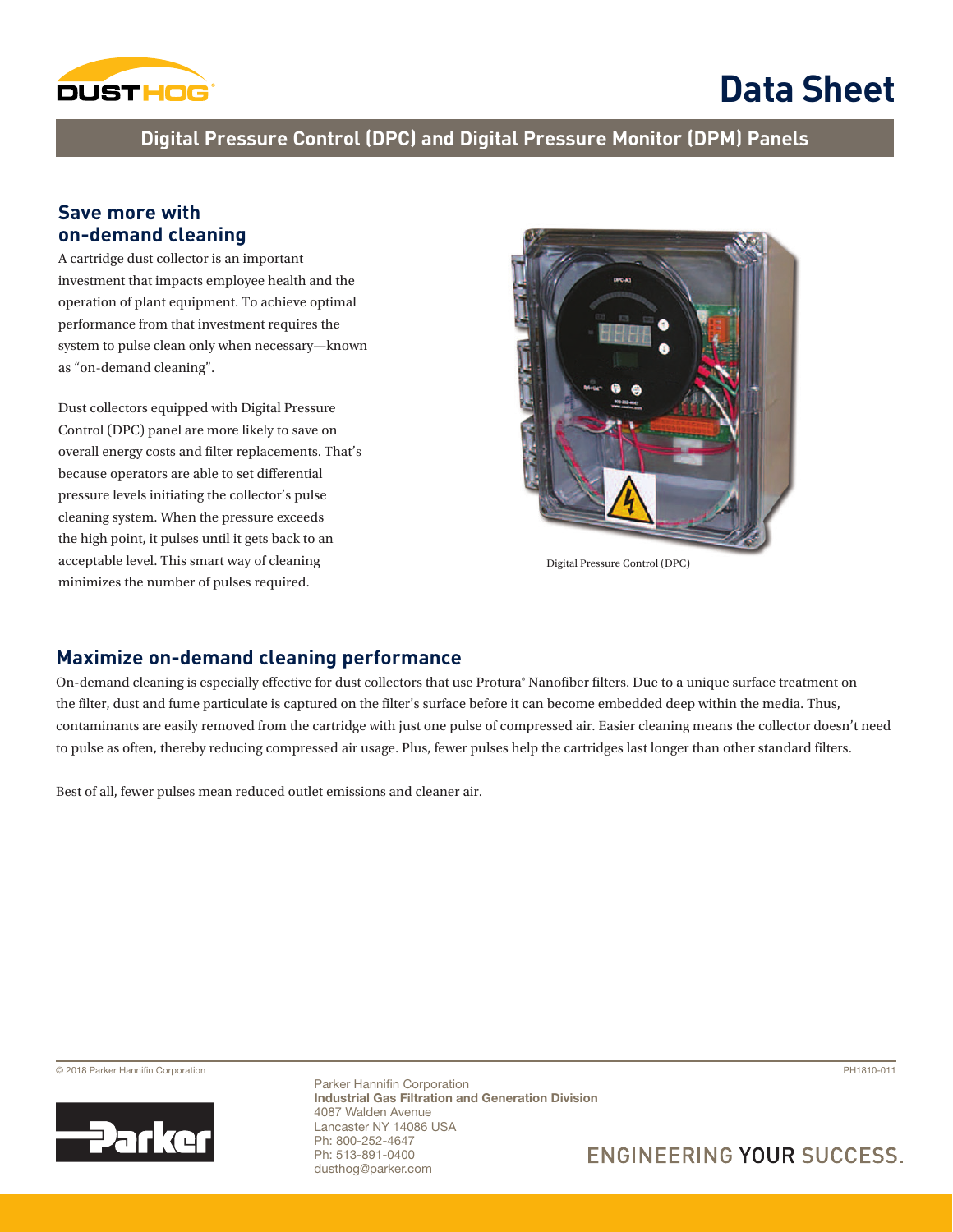# Data Sheet

## Digital Pressure Control (DPC) and Digital Pressure Monitor (DPM) Panels

### Save more with on-demand cleaning

A cartridge dust collector is an important investment that impacts employee health and the operation of plant equipment. To achieve optimal performance from that investment requires the system to pulse clean only when necessary—known as "on-demand cleaning".

Dust collectors equipped with Digital Pressure Control (DPC) panel are more likely to save on overall energy costs and filter replacements. That's because operators are able to set differential pressure levels initiating the collector's pulse cleaning system. When the pressure exceeds the high point, it pulses until it gets back to an acceptable level. This smart way of cleaning minimizes the number of pulses required.

Digital Pressure Control (DPC)

### Maximize on-demand cleaning performance

On-demand cleaning is especially effective for dust collectors that use Protura® Nanofiber filters. Due to a unique surface treatment on the filter, dust and fume particulate is captured on the filter's surface before it can become embedded deep within the media. Thus, contaminants are easily removed from the cartridge with just one pulse of compressed air. Easier cleaning means the collector doesn't need to pulse as often, thereby reducing compressed air usage. Plus, fewer pulses help the cartridges last longer than other standard filters.

Best of all, fewer pulses mean reduced outlet emissions and cleaner air.

© 2018 Parker Hannifin Corporation

PH1810-011

Parker Hannifin Corporation
**Industrial Gas Filtration and Generation Division**
4087 Walden Avenue
Lancaster NY 14086 USA
Ph: 800-252-4647
Ph: 513-891-0400
dusthog@parker.com

ENGINEERING YOUR SUCCESS.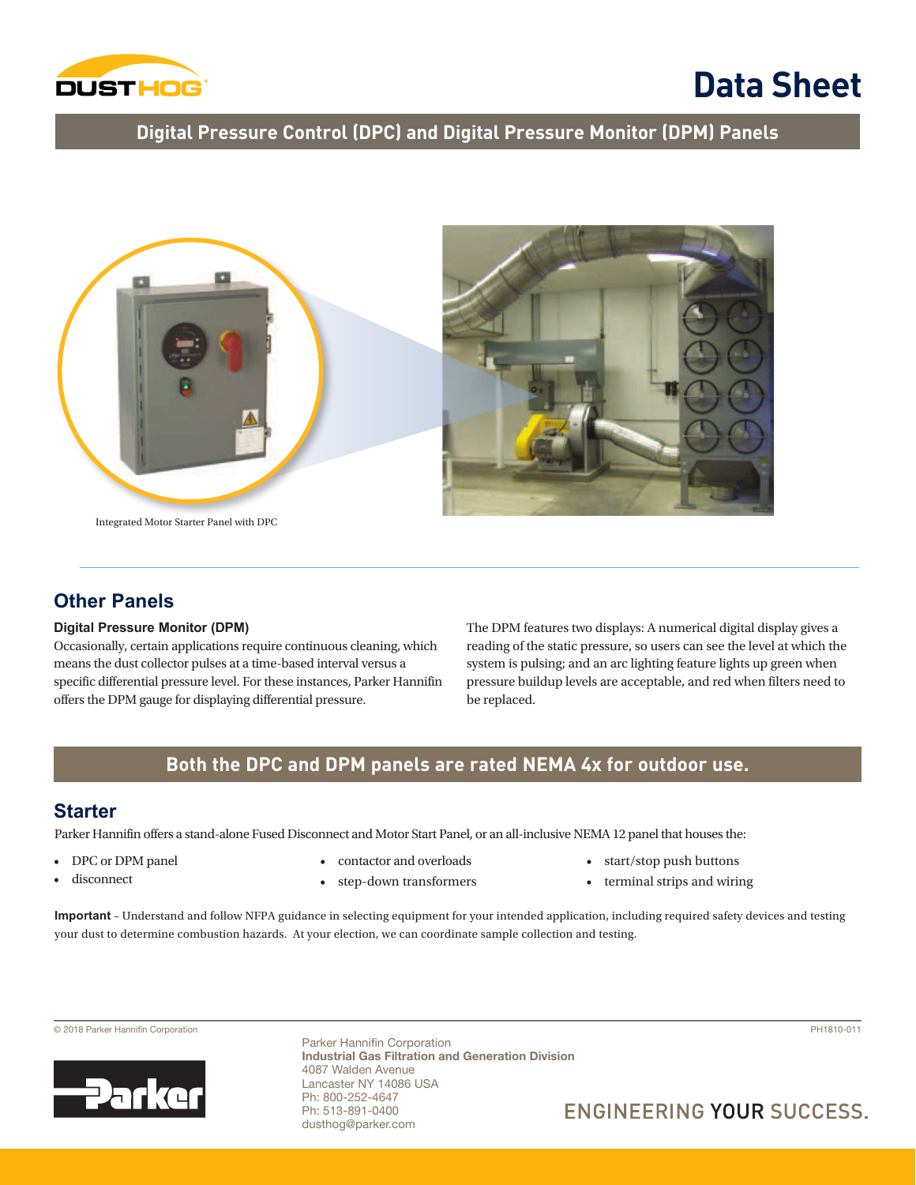# Data Sheet

## Digital Pressure Control (DPC) and Digital Pressure Monitor (DPM) Panels

Integrated Motor Starter Panel with DPC

## Other Panels

**Digital Pressure Monitor (DPM)**

Occasionally, certain applications require continuous cleaning, which means the dust collector pulses at a time-based interval versus a specific differential pressure level. For these instances, Parker Hannifin offers the DPM gauge for displaying differential pressure.

The DPM features two displays: A numerical digital display gives a reading of the static pressure, so users can see the level at which the system is pulsing; and an arc lighting feature lights up green when pressure buildup levels are acceptable, and red when filters need to be replaced.

**Both the DPC and DPM panels are rated NEMA 4x for outdoor use.**

## Starter

Parker Hannifin offers a stand-alone Fused Disconnect and Motor Start Panel, or an all-inclusive NEMA 12 panel that houses the:

- DPC or DPM panel
- disconnect
- contactor and overloads
- step-down transformers
- start/stop push buttons
- terminal strips and wiring

**Important** – Understand and follow NFPA guidance in selecting equipment for your intended application, including required safety devices and testing your dust to determine combustion hazards. At your election, we can coordinate sample collection and testing.

© 2018 Parker Hannifin Corporation

PH1810-011

Parker Hannifin Corporation
**Industrial Gas Filtration and Generation Division**
4087 Walden Avenue
Lancaster NY 14086 USA
Ph: 800-252-4647
Ph: 513-891-0400
dusthog@parker.com

ENGINEERING YOUR SUCCESS.